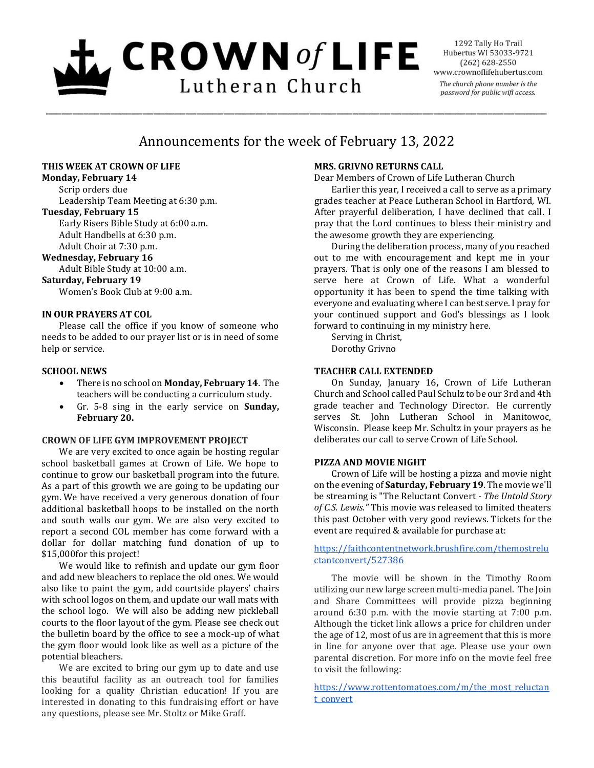# CROWN of LIFE Lutheran Church

1292 Tally Ho Trail
Hubertus WI 53033-9721
(262) 628-2550
www.crownoflifehubertus.com
*The church phone number is the password for public wifi access.*

## Announcements for the week of February 13, 2022

### THIS WEEK AT CROWN OF LIFE

**Monday, February 14**
Scrip orders due
Leadership Team Meeting at 6:30 p.m.

**Tuesday, February 15**
Early Risers Bible Study at 6:00 a.m.
Adult Handbells at 6:30 p.m.
Adult Choir at 7:30 p.m.

**Wednesday, February 16**
Adult Bible Study at 10:00 a.m.

**Saturday, February 19**
Women's Book Club at 9:00 a.m.

### IN OUR PRAYERS AT COL

Please call the office if you know of someone who needs to be added to our prayer list or is in need of some help or service.

### SCHOOL NEWS

- There is no school on **Monday, February 14**. The teachers will be conducting a curriculum study.
- Gr. 5-8 sing in the early service on **Sunday, February 20.**

### CROWN OF LIFE GYM IMPROVEMENT PROJECT

We are very excited to once again be hosting regular school basketball games at Crown of Life. We hope to continue to grow our basketball program into the future. As a part of this growth we are going to be updating our gym. We have received a very generous donation of four additional basketball hoops to be installed on the north and south walls our gym. We are also very excited to report a second COL member has come forward with a dollar for dollar matching fund donation of up to $15,000for this project!

We would like to refinish and update our gym floor and add new bleachers to replace the old ones. We would also like to paint the gym, add courtside players' chairs with school logos on them, and update our wall mats with the school logo. We will also be adding new pickleball courts to the floor layout of the gym. Please see check out the bulletin board by the office to see a mock-up of what the gym floor would look like as well as a picture of the potential bleachers.

We are excited to bring our gym up to date and use this beautiful facility as an outreach tool for families looking for a quality Christian education! If you are interested in donating to this fundraising effort or have any questions, please see Mr. Stoltz or Mike Graff.

### MRS. GRIVNO RETURNS CALL

Dear Members of Crown of Life Lutheran Church

Earlier this year, I received a call to serve as a primary grades teacher at Peace Lutheran School in Hartford, WI. After prayerful deliberation, I have declined that call. I pray that the Lord continues to bless their ministry and the awesome growth they are experiencing.

During the deliberation process, many of you reached out to me with encouragement and kept me in your prayers. That is only one of the reasons I am blessed to serve here at Crown of Life. What a wonderful opportunity it has been to spend the time talking with everyone and evaluating where I can best serve. I pray for your continued support and God's blessings as I look forward to continuing in my ministry here.

Serving in Christ,
Dorothy Grivno

### TEACHER CALL EXTENDED

On Sunday, January 16**,** Crown of Life Lutheran Church and School called Paul Schulz to be our 3rd and 4th grade teacher and Technology Director. He currently serves St. John Lutheran School in Manitowoc, Wisconsin. Please keep Mr. Schultz in your prayers as he deliberates our call to serve Crown of Life School.

### PIZZA AND MOVIE NIGHT

Crown of Life will be hosting a pizza and movie night on the evening of **Saturday, February 19**. The movie we'll be streaming is "The Reluctant Convert - *The Untold Story of C.S. Lewis."* This movie was released to limited theaters this past October with very good reviews. Tickets for the event are required & available for purchase at:

https://faithcontentnetwork.brushfire.com/themostreluctantconvert/527386

The movie will be shown in the Timothy Room utilizing our new large screen multi-media panel. The Join and Share Committees will provide pizza beginning around 6:30 p.m. with the movie starting at 7:00 p.m. Although the ticket link allows a price for children under the age of 12, most of us are in agreement that this is more in line for anyone over that age. Please use your own parental discretion. For more info on the movie feel free to visit the following:

https://www.rottentomatoes.com/m/the_most_reluctant_convert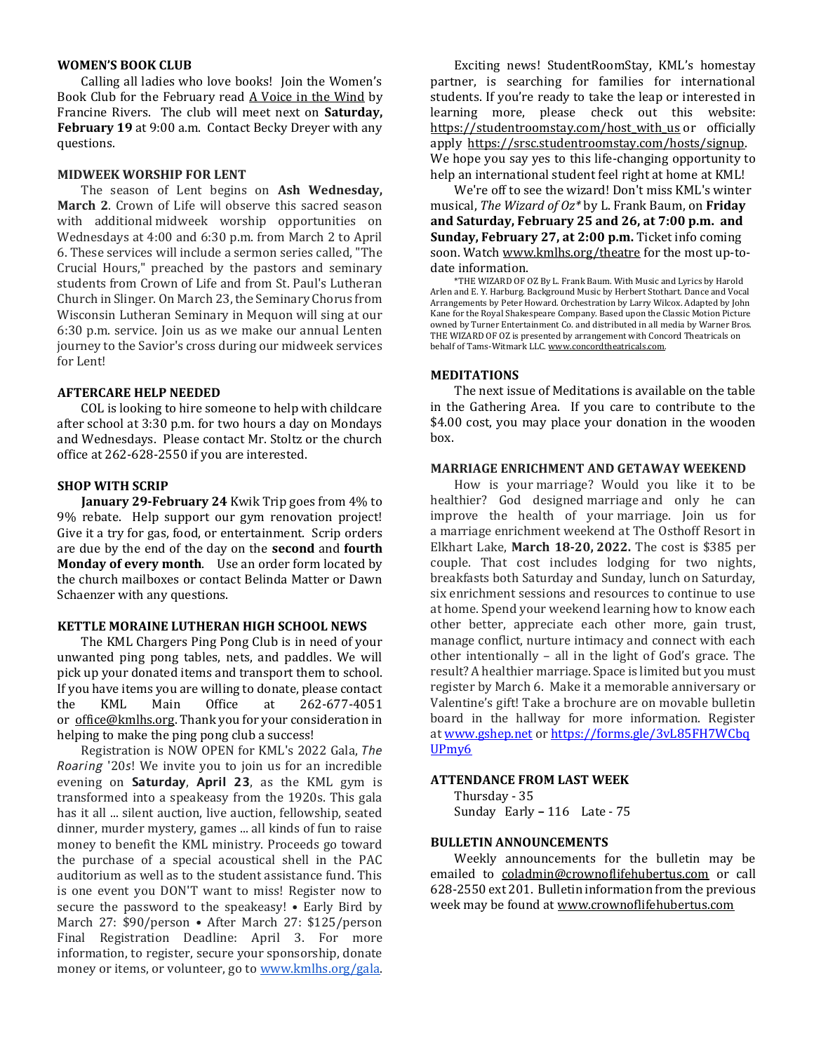## WOMEN'S BOOK CLUB

Calling all ladies who love books! Join the Women's Book Club for the February read A Voice in the Wind by Francine Rivers. The club will meet next on **Saturday, February 19** at 9:00 a.m. Contact Becky Dreyer with any questions.

## MIDWEEK WORSHIP FOR LENT

The season of Lent begins on **Ash Wednesday, March 2**. Crown of Life will observe this sacred season with additional midweek worship opportunities on Wednesdays at 4:00 and 6:30 p.m. from March 2 to April 6. These services will include a sermon series called, "The Crucial Hours," preached by the pastors and seminary students from Crown of Life and from St. Paul's Lutheran Church in Slinger. On March 23, the Seminary Chorus from Wisconsin Lutheran Seminary in Mequon will sing at our 6:30 p.m. service. Join us as we make our annual Lenten journey to the Savior's cross during our midweek services for Lent!

## AFTERCARE HELP NEEDED

COL is looking to hire someone to help with childcare after school at 3:30 p.m. for two hours a day on Mondays and Wednesdays. Please contact Mr. Stoltz or the church office at 262-628-2550 if you are interested.

## SHOP WITH SCRIP

**January 29-February 24** Kwik Trip goes from 4% to 9% rebate. Help support our gym renovation project! Give it a try for gas, food, or entertainment. Scrip orders are due by the end of the day on the **second** and **fourth Monday of every month**. Use an order form located by the church mailboxes or contact Belinda Matter or Dawn Schaenzer with any questions.

## KETTLE MORAINE LUTHERAN HIGH SCHOOL NEWS

The KML Chargers Ping Pong Club is in need of your unwanted ping pong tables, nets, and paddles. We will pick up your donated items and transport them to school. If you have items you are willing to donate, please contact the KML Main Office at 262-677-4051 or office@kmlhs.org. Thank you for your consideration in helping to make the ping pong club a success!

Registration is NOW OPEN for KML's 2022 Gala, *The Roaring '20s*! We invite you to join us for an incredible evening on **Saturday**, **April 23**, as the KML gym is transformed into a speakeasy from the 1920s. This gala has it all ... silent auction, live auction, fellowship, seated dinner, murder mystery, games ... all kinds of fun to raise money to benefit the KML ministry. Proceeds go toward the purchase of a special acoustical shell in the PAC auditorium as well as to the student assistance fund. This is one event you DON'T want to miss! Register now to secure the password to the speakeasy! • Early Bird by March 27: $90/person • After March 27: $125/person Final Registration Deadline: April 3. For more information, to register, secure your sponsorship, donate money or items, or volunteer, go to www.kmlhs.org/gala.

Exciting news! StudentRoomStay, KML's homestay partner, is searching for families for international students. If you're ready to take the leap or interested in learning more, please check out this website: https://studentroomstay.com/host_with_us or officially apply https://srsc.studentroomstay.com/hosts/signup. We hope you say yes to this life-changing opportunity to help an international student feel right at home at KML!

We're off to see the wizard! Don't miss KML's winter musical, *The Wizard of Oz\** by L. Frank Baum, on **Friday and Saturday, February 25 and 26, at 7:00 p.m. and Sunday, February 27, at 2:00 p.m.** Ticket info coming soon. Watch www.kmlhs.org/theatre for the most up-to-date information.

*THE WIZARD OF OZ By L. Frank Baum. With Music and Lyrics by Harold Arlen and E. Y. Harburg. Background Music by Herbert Stothart. Dance and Vocal Arrangements by Peter Howard. Orchestration by Larry Wilcox. Adapted by John Kane for the Royal Shakespeare Company. Based upon the Classic Motion Picture owned by Turner Entertainment Co. and distributed in all media by Warner Bros. THE WIZARD OF OZ is presented by arrangement with Concord Theatricals on behalf of Tams-Witmark LLC. www.concordtheatricals.com.

## MEDITATIONS

The next issue of Meditations is available on the table in the Gathering Area. If you care to contribute to the $4.00 cost, you may place your donation in the wooden box.

## MARRIAGE ENRICHMENT AND GETAWAY WEEKEND

How is your marriage? Would you like it to be healthier? God designed marriage and only he can improve the health of your marriage. Join us for a marriage enrichment weekend at The Osthoff Resort in Elkhart Lake, **March 18-20, 2022.** The cost is $385 per couple. That cost includes lodging for two nights, breakfasts both Saturday and Sunday, lunch on Saturday, six enrichment sessions and resources to continue to use at home. Spend your weekend learning how to know each other better, appreciate each other more, gain trust, manage conflict, nurture intimacy and connect with each other intentionally – all in the light of God's grace. The result? A healthier marriage. Space is limited but you must register by March 6. Make it a memorable anniversary or Valentine's gift! Take a brochure are on movable bulletin board in the hallway for more information. Register at www.gshep.net or https://forms.gle/3vL85FH7WCbqUPmy6

## ATTENDANCE FROM LAST WEEK

Thursday - 35
Sunday Early – 116 Late - 75

## BULLETIN ANNOUNCEMENTS

Weekly announcements for the bulletin may be emailed to coladmin@crownoflifehubertus.com or call 628-2550 ext 201. Bulletin information from the previous week may be found at www.crownoflifehubertus.com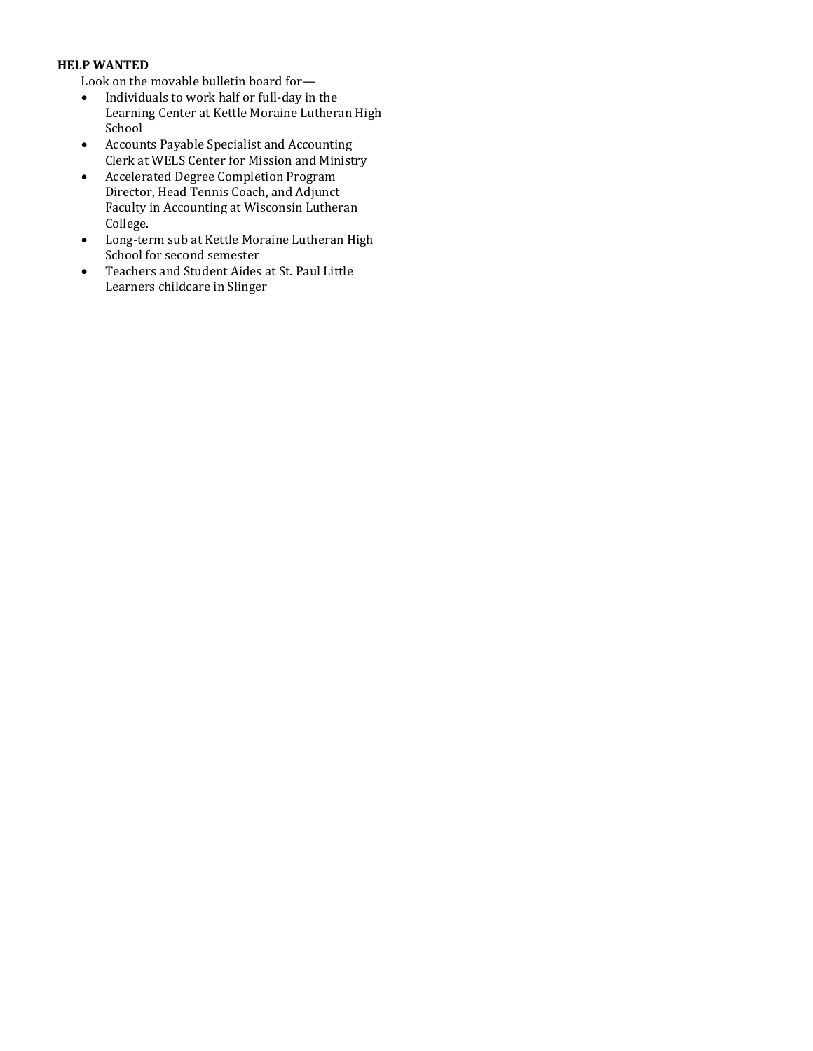**HELP WANTED**

Look on the movable bulletin board for—

- Individuals to work half or full-day in the Learning Center at Kettle Moraine Lutheran High School
- Accounts Payable Specialist and Accounting Clerk at WELS Center for Mission and Ministry
- Accelerated Degree Completion Program Director, Head Tennis Coach, and Adjunct Faculty in Accounting at Wisconsin Lutheran College.
- Long-term sub at Kettle Moraine Lutheran High School for second semester
- Teachers and Student Aides at St. Paul Little Learners childcare in Slinger